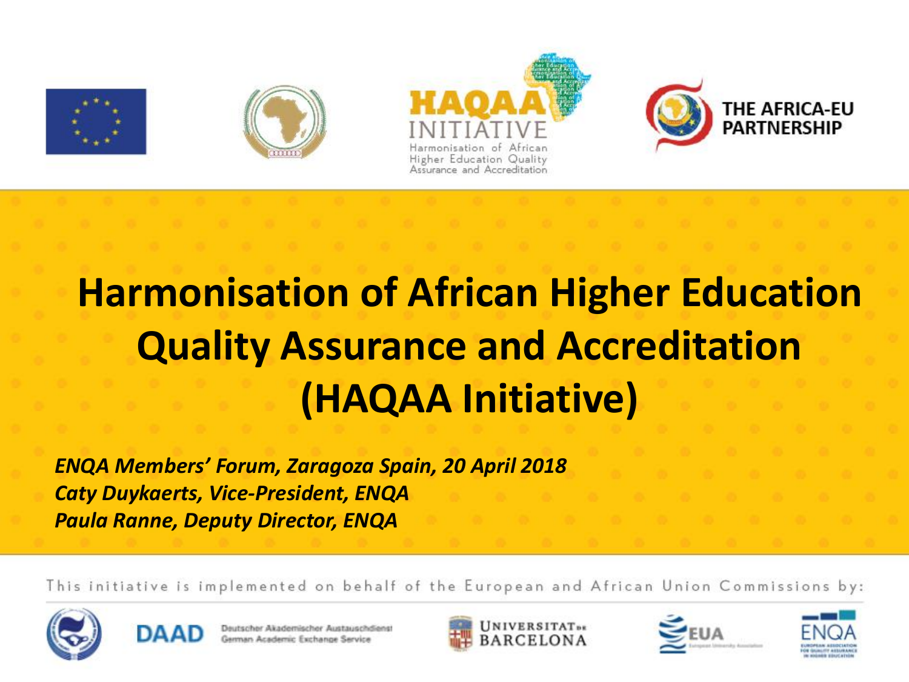HAQAA INITIATIVE

Harmonisation of African Higher Education Quality Assurance and Accreditation

THE AFRICA-EU PARTNERSHIP

# Harmonisation of African Higher Education Quality Assurance and Accreditation (HAQAA Initiative)

*ENQA Members' Forum, Zaragoza Spain, 20 April 2018*
*Caty Duykaerts, Vice-President, ENQA*
*Paula Ranne, Deputy Director, ENQA*

This initiative is implemented on behalf of the European and African Union Commissions by:

DAAD Deutscher Akademischer Austauschdienst German Academic Exchange Service

Universitat de Barcelona

EUA European University Association

ENQA European Association for Quality Assurance in Higher Education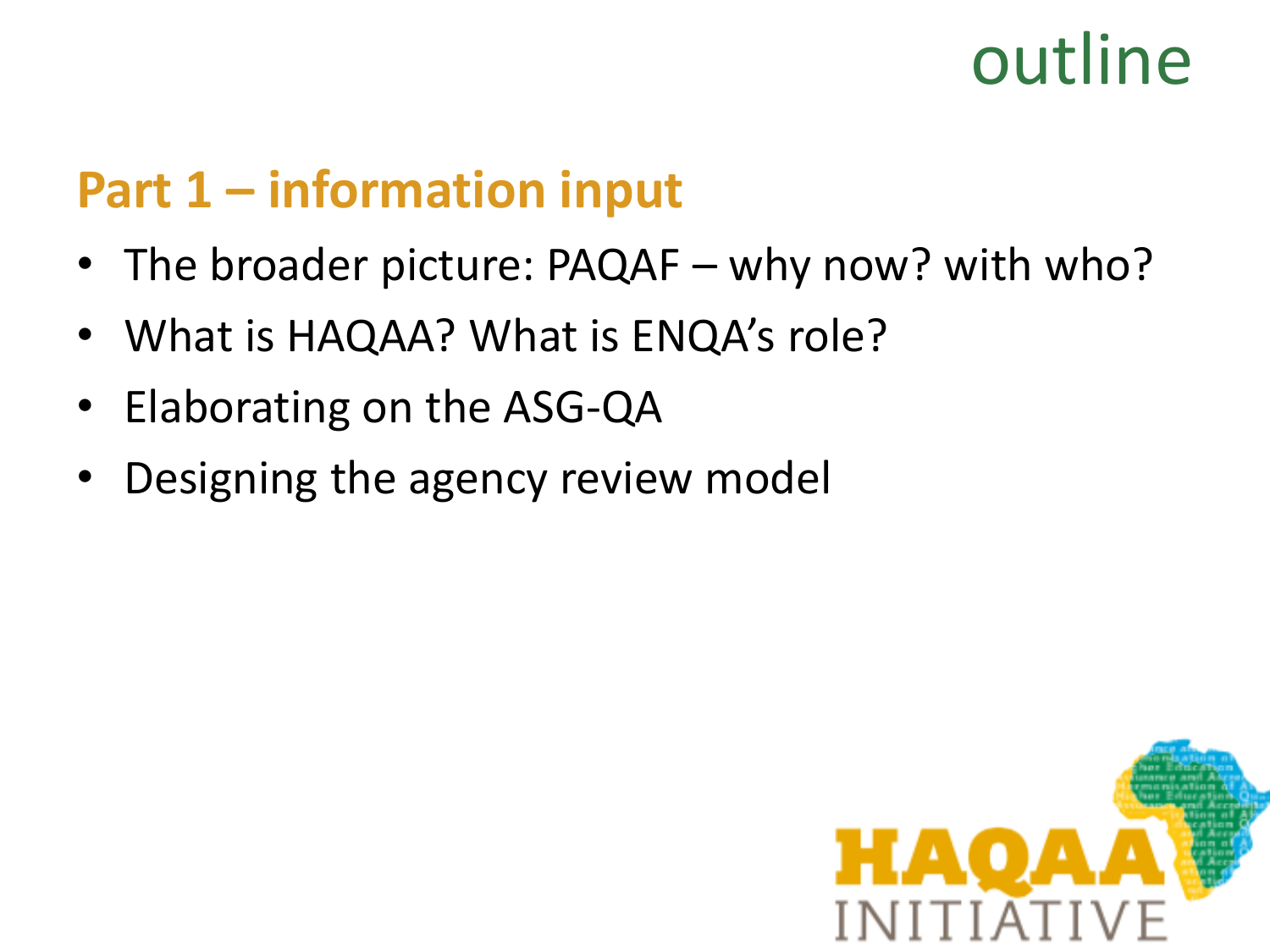# outline

## Part 1 – information input

- The broader picture: PAQAF – why now? with who?
- What is HAQAA? What is ENQA's role?
- Elaborating on the ASG-QA
- Designing the agency review model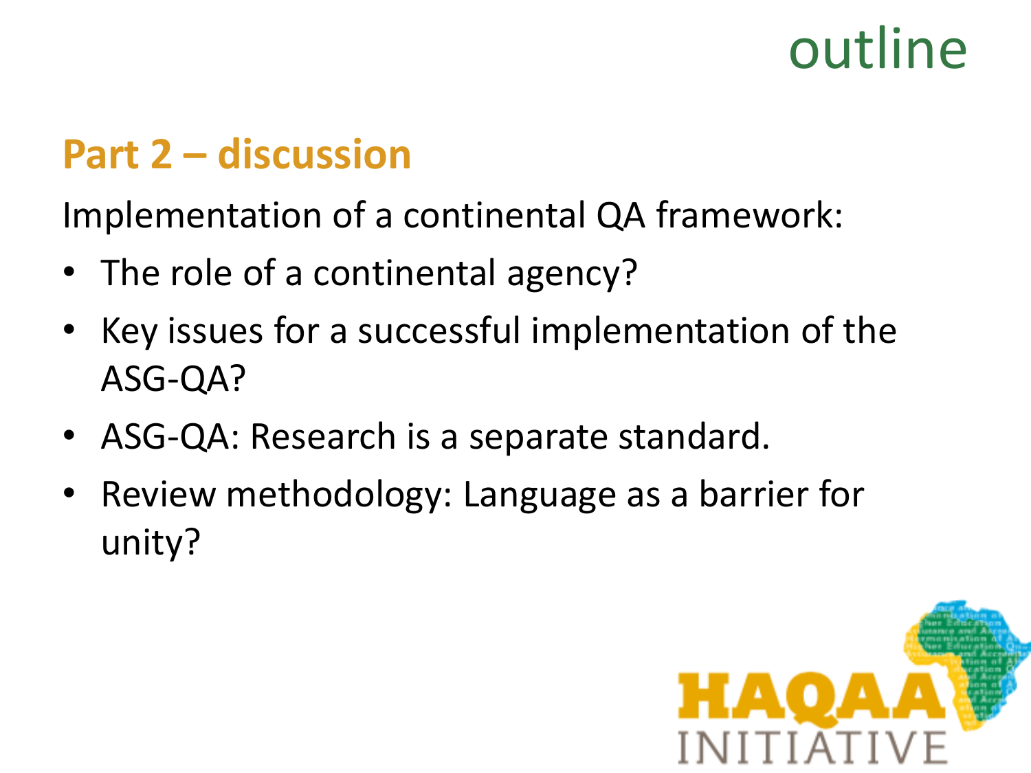# outline

## Part 2 – discussion

Implementation of a continental QA framework:

- The role of a continental agency?
- Key issues for a successful implementation of the ASG-QA?
- ASG-QA: Research is a separate standard.
- Review methodology: Language as a barrier for unity?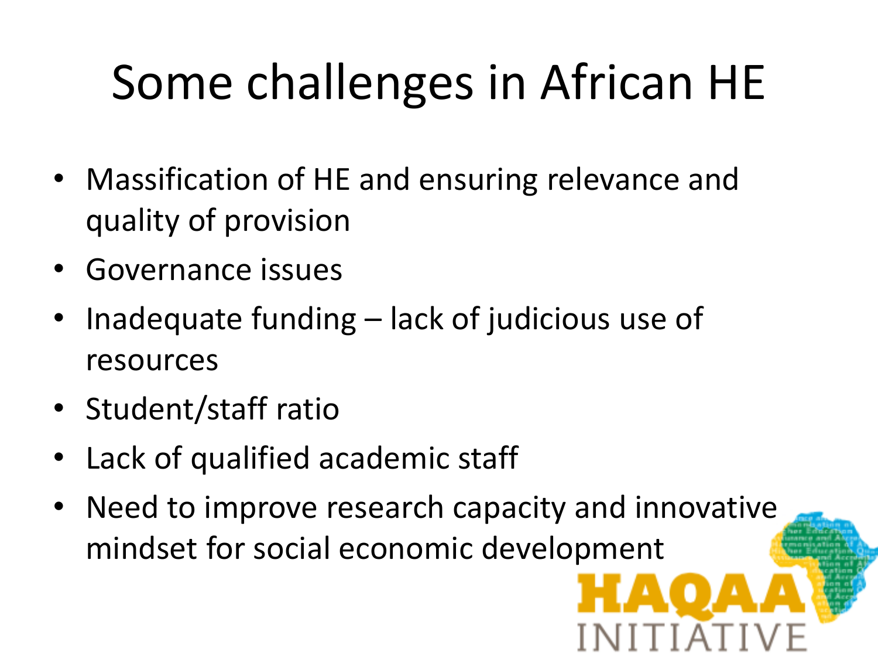# Some challenges in African HE

- Massification of HE and ensuring relevance and quality of provision
- Governance issues
- Inadequate funding – lack of judicious use of resources
- Student/staff ratio
- Lack of qualified academic staff
- Need to improve research capacity and innovative mindset for social economic development

HAQAA INITIATIVE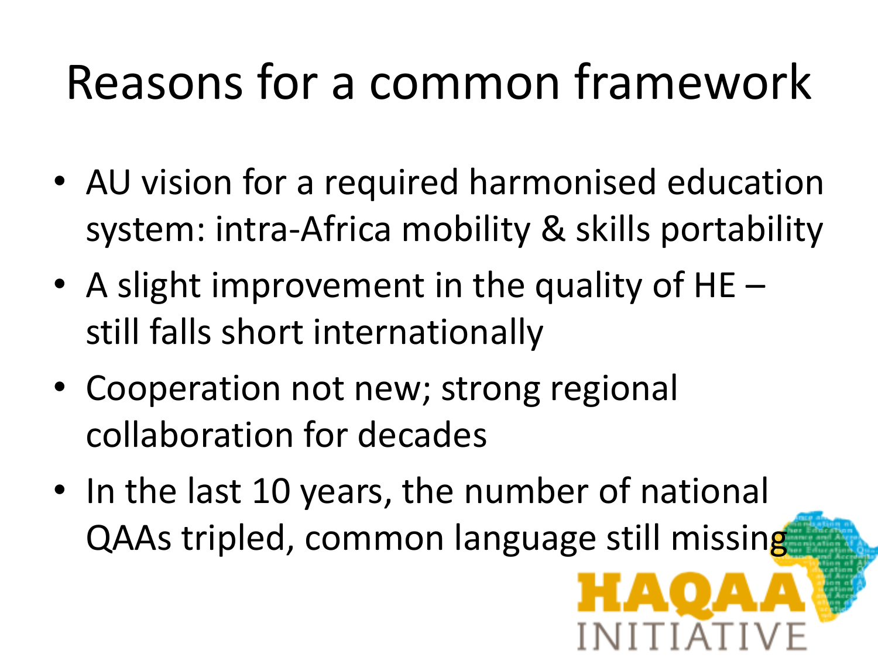# Reasons for a common framework

- AU vision for a required harmonised education system: intra-Africa mobility & skills portability
- A slight improvement in the quality of HE – still falls short internationally
- Cooperation not new; strong regional collaboration for decades
- In the last 10 years, the number of national QAAs tripled, common language still missing

HAQAA INITIATIVE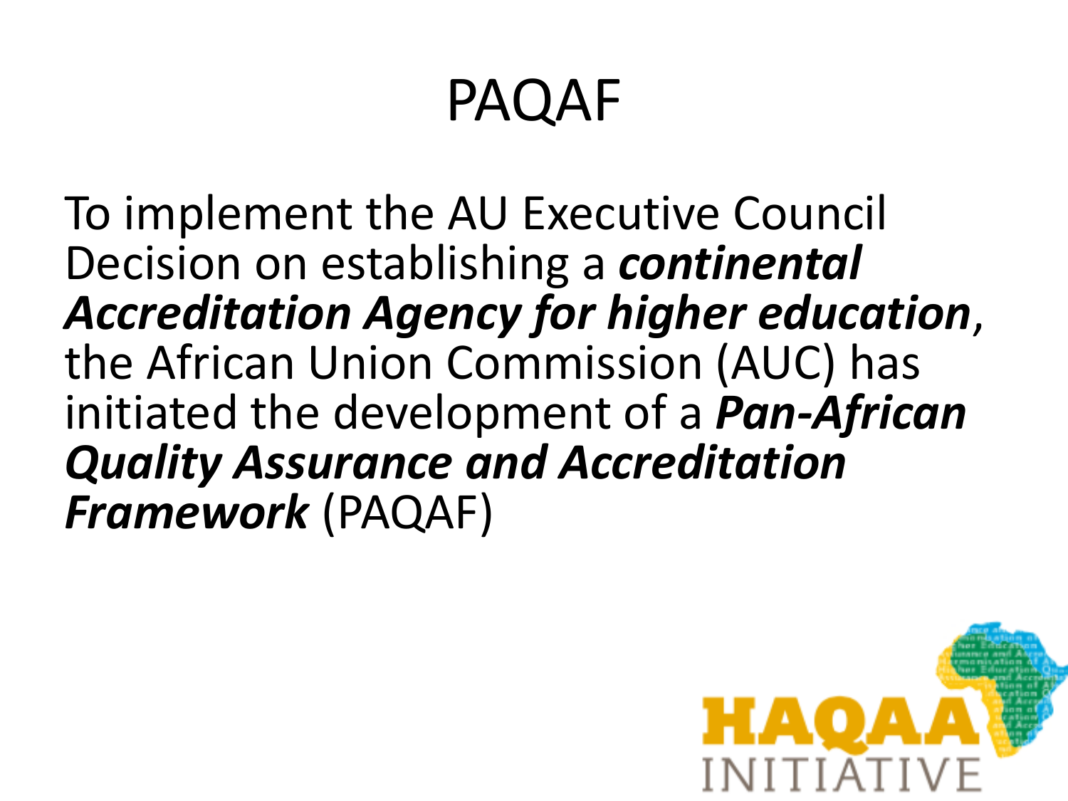# PAQAF

To implement the AU Executive Council Decision on establishing a ***continental Accreditation Agency for higher education***, the African Union Commission (AUC) has initiated the development of a ***Pan-African Quality Assurance and Accreditation Framework*** (PAQAF)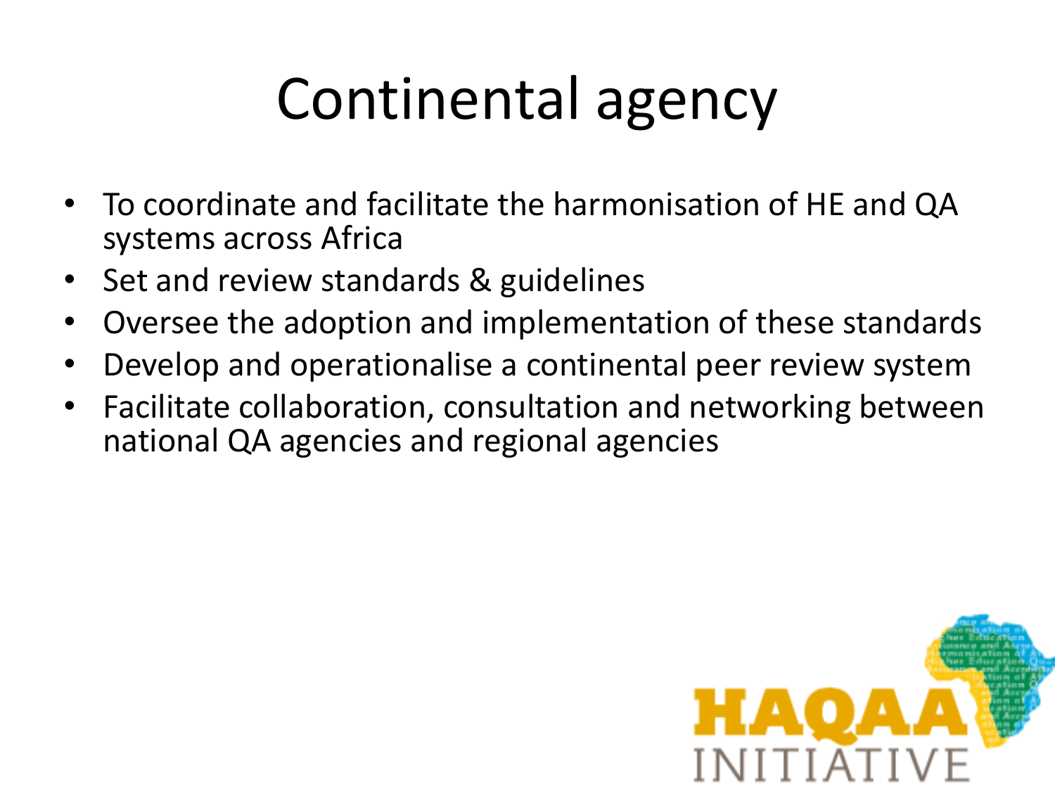# Continental agency

- To coordinate and facilitate the harmonisation of HE and QA systems across Africa
- Set and review standards & guidelines
- Oversee the adoption and implementation of these standards
- Develop and operationalise a continental peer review system
- Facilitate collaboration, consultation and networking between national QA agencies and regional agencies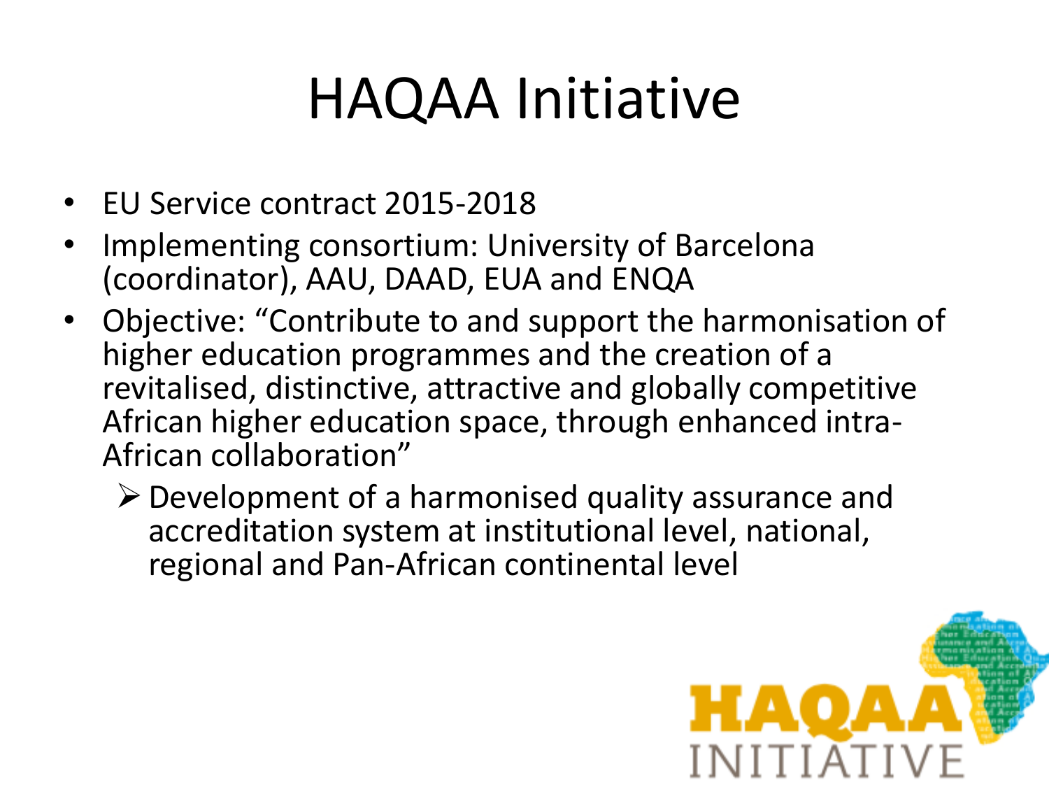# HAQAA Initiative

- EU Service contract 2015-2018
- Implementing consortium: University of Barcelona (coordinator), AAU, DAAD, EUA and ENQA
- Objective: “Contribute to and support the harmonisation of higher education programmes and the creation of a revitalised, distinctive, attractive and globally competitive African higher education space, through enhanced intra-African collaboration”
  - Development of a harmonised quality assurance and accreditation system at institutional level, national, regional and Pan-African continental level

HAQAA INITIATIVE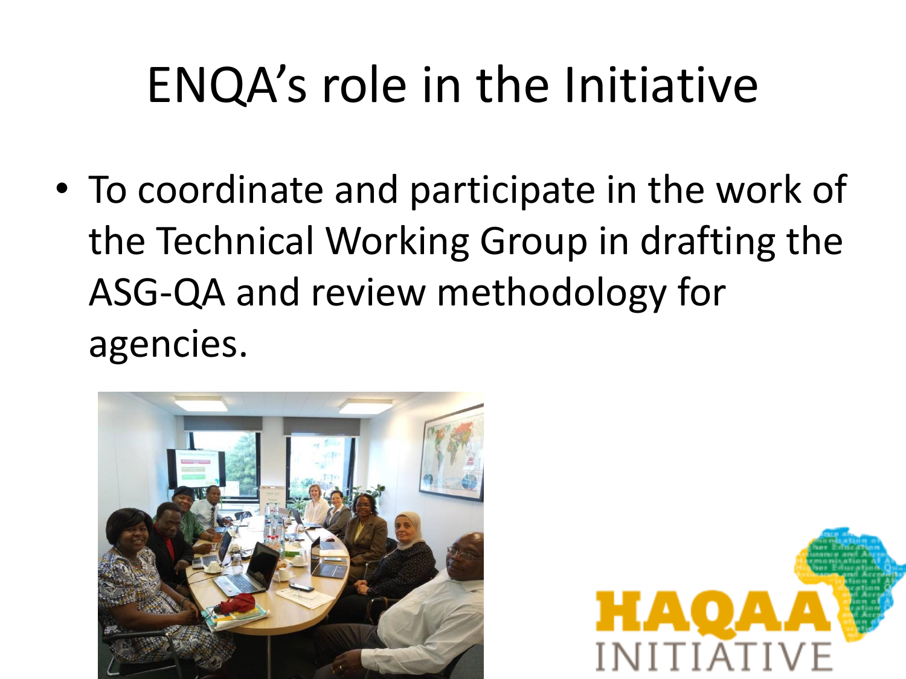# ENQA's role in the Initiative

- To coordinate and participate in the work of the Technical Working Group in drafting the ASG-QA and review methodology for agencies.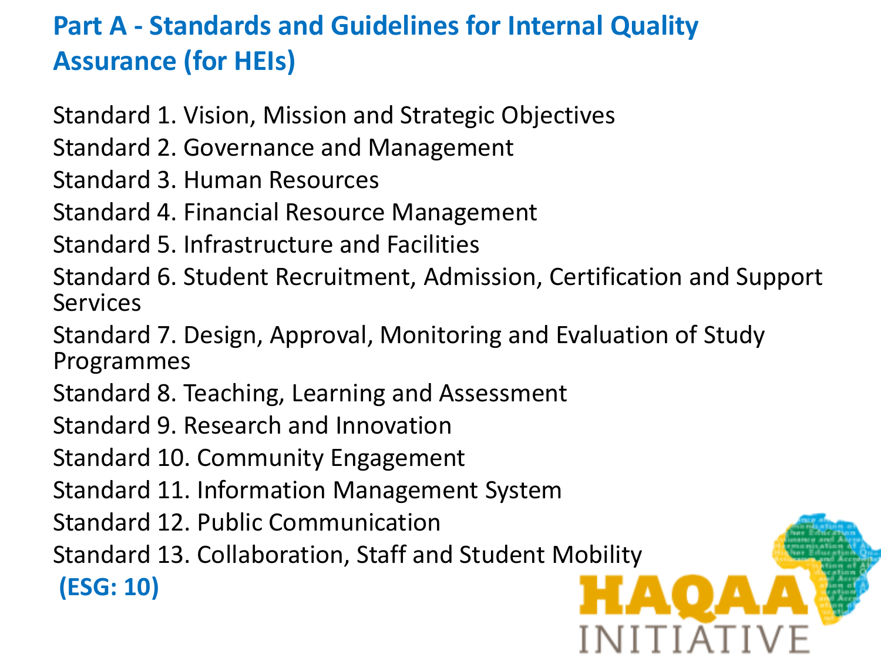## Part A - Standards and Guidelines for Internal Quality Assurance (for HEIs)

Standard 1. Vision, Mission and Strategic Objectives
Standard 2. Governance and Management
Standard 3. Human Resources
Standard 4. Financial Resource Management
Standard 5. Infrastructure and Facilities
Standard 6. Student Recruitment, Admission, Certification and Support Services
Standard 7. Design, Approval, Monitoring and Evaluation of Study Programmes
Standard 8. Teaching, Learning and Assessment
Standard 9. Research and Innovation
Standard 10. Community Engagement
Standard 11. Information Management System
Standard 12. Public Communication
Standard 13. Collaboration, Staff and Student Mobility

**(ESG: 10)**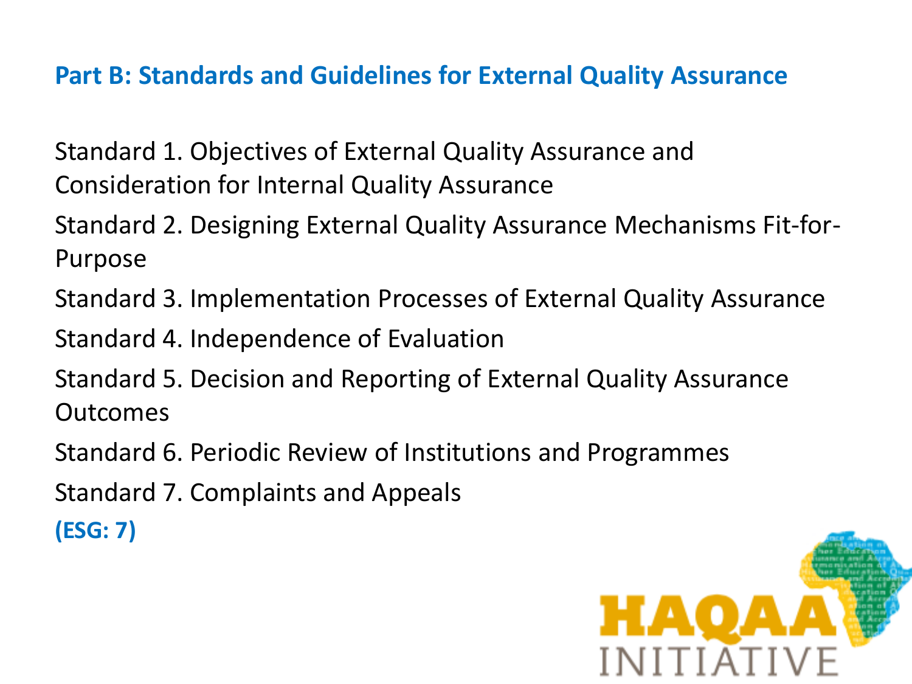## Part B: Standards and Guidelines for External Quality Assurance

Standard 1. Objectives of External Quality Assurance and Consideration for Internal Quality Assurance

Standard 2. Designing External Quality Assurance Mechanisms Fit-for-Purpose

Standard 3. Implementation Processes of External Quality Assurance

Standard 4. Independence of Evaluation

Standard 5. Decision and Reporting of External Quality Assurance Outcomes

Standard 6. Periodic Review of Institutions and Programmes

Standard 7. Complaints and Appeals

**(ESG: 7)**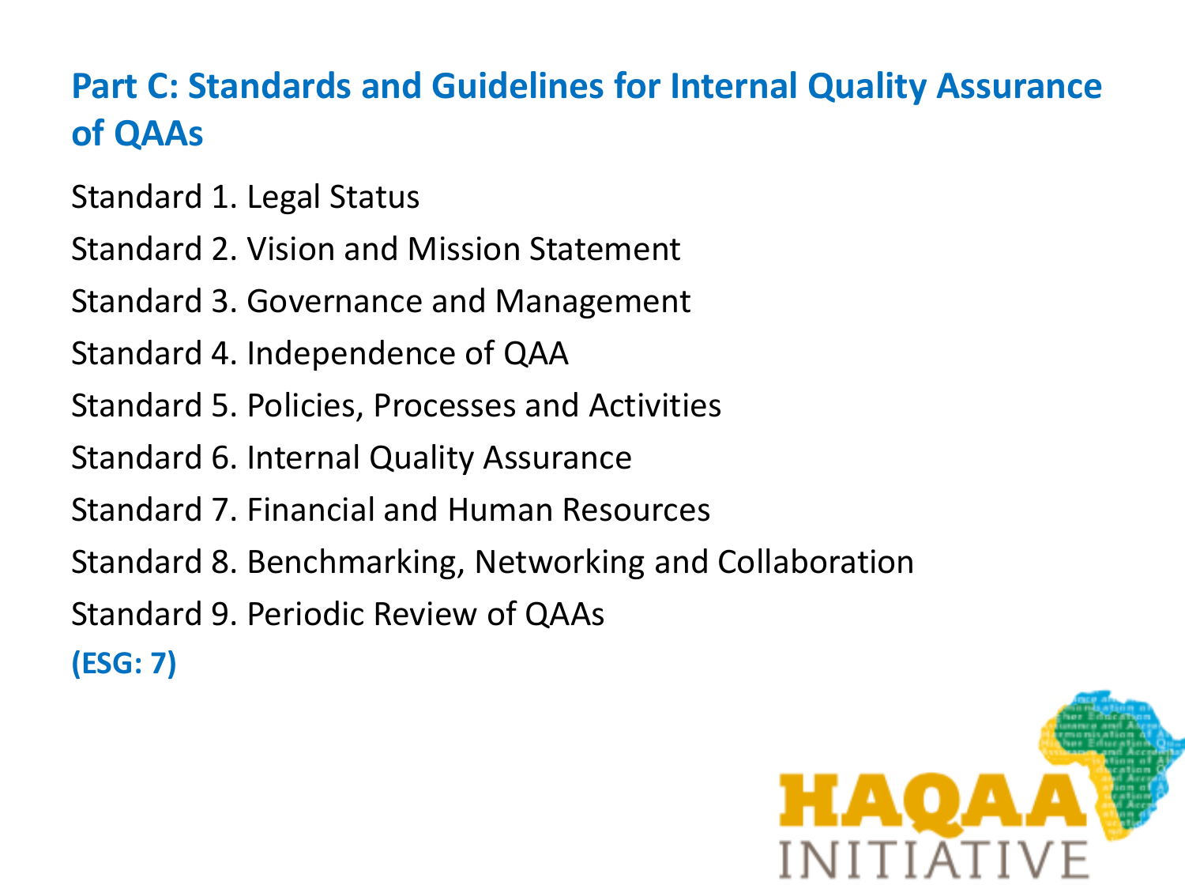## Part C: Standards and Guidelines for Internal Quality Assurance of QAAs

Standard 1. Legal Status

Standard 2. Vision and Mission Statement

Standard 3. Governance and Management

Standard 4. Independence of QAA

Standard 5. Policies, Processes and Activities

Standard 6. Internal Quality Assurance

Standard 7. Financial and Human Resources

Standard 8. Benchmarking, Networking and Collaboration

Standard 9. Periodic Review of QAAs

**(ESG: 7)**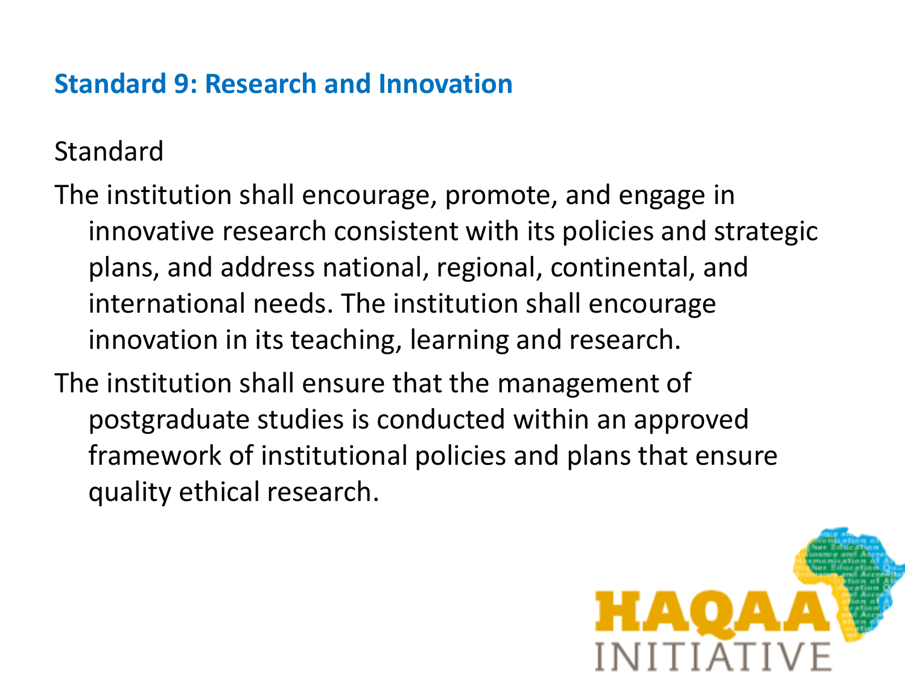## Standard 9: Research and Innovation

Standard

The institution shall encourage, promote, and engage in innovative research consistent with its policies and strategic plans, and address national, regional, continental, and international needs. The institution shall encourage innovation in its teaching, learning and research.

The institution shall ensure that the management of postgraduate studies is conducted within an approved framework of institutional policies and plans that ensure quality ethical research.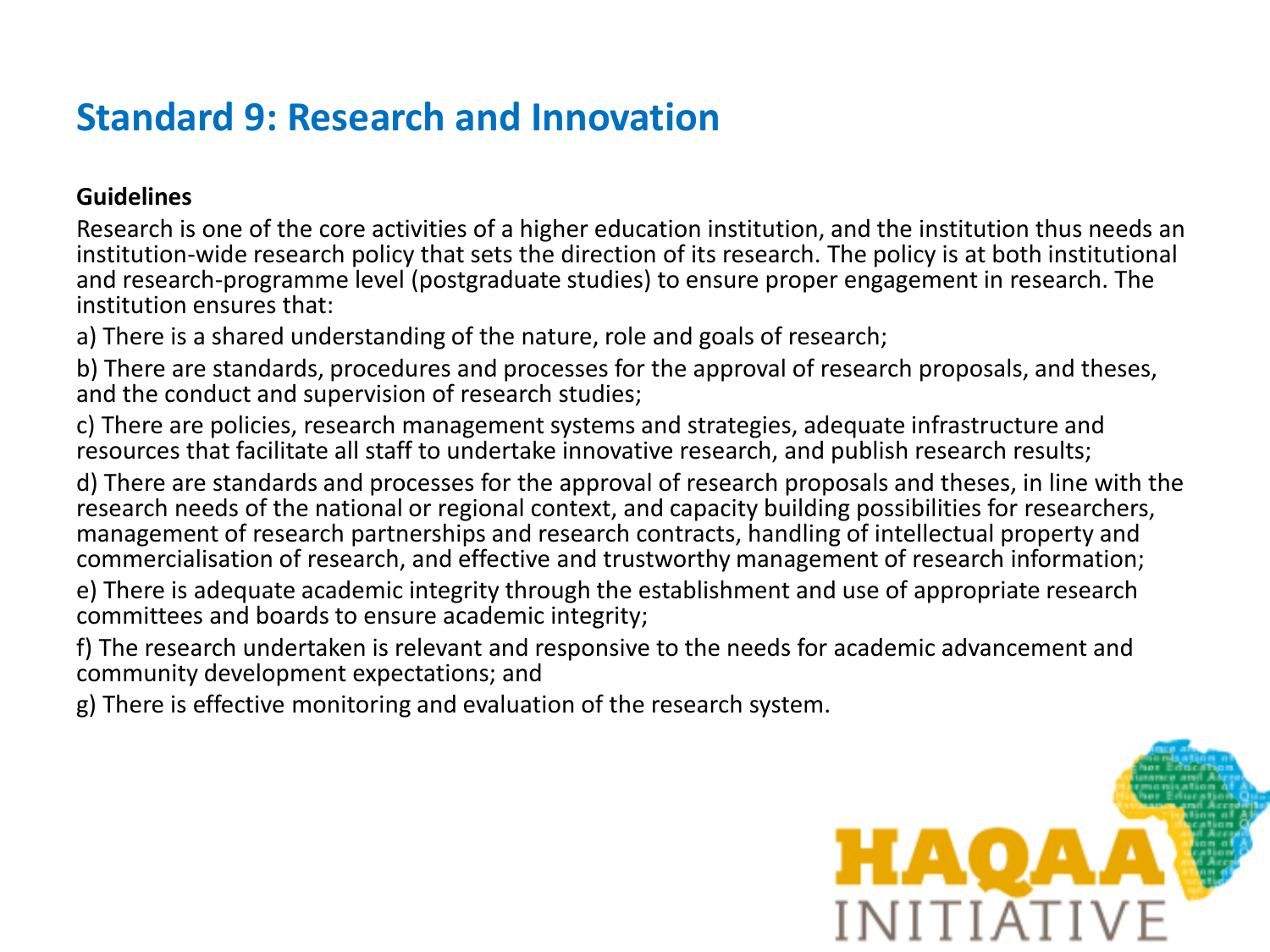# Standard 9: Research and Innovation

**Guidelines**

Research is one of the core activities of a higher education institution, and the institution thus needs an institution-wide research policy that sets the direction of its research. The policy is at both institutional and research-programme level (postgraduate studies) to ensure proper engagement in research. The institution ensures that:

a) There is a shared understanding of the nature, role and goals of research;

b) There are standards, procedures and processes for the approval of research proposals, and theses, and the conduct and supervision of research studies;

c) There are policies, research management systems and strategies, adequate infrastructure and resources that facilitate all staff to undertake innovative research, and publish research results;

d) There are standards and processes for the approval of research proposals and theses, in line with the research needs of the national or regional context, and capacity building possibilities for researchers, management of research partnerships and research contracts, handling of intellectual property and commercialisation of research, and effective and trustworthy management of research information;

e) There is adequate academic integrity through the establishment and use of appropriate research committees and boards to ensure academic integrity;

f) The research undertaken is relevant and responsive to the needs for academic advancement and community development expectations; and

g) There is effective monitoring and evaluation of the research system.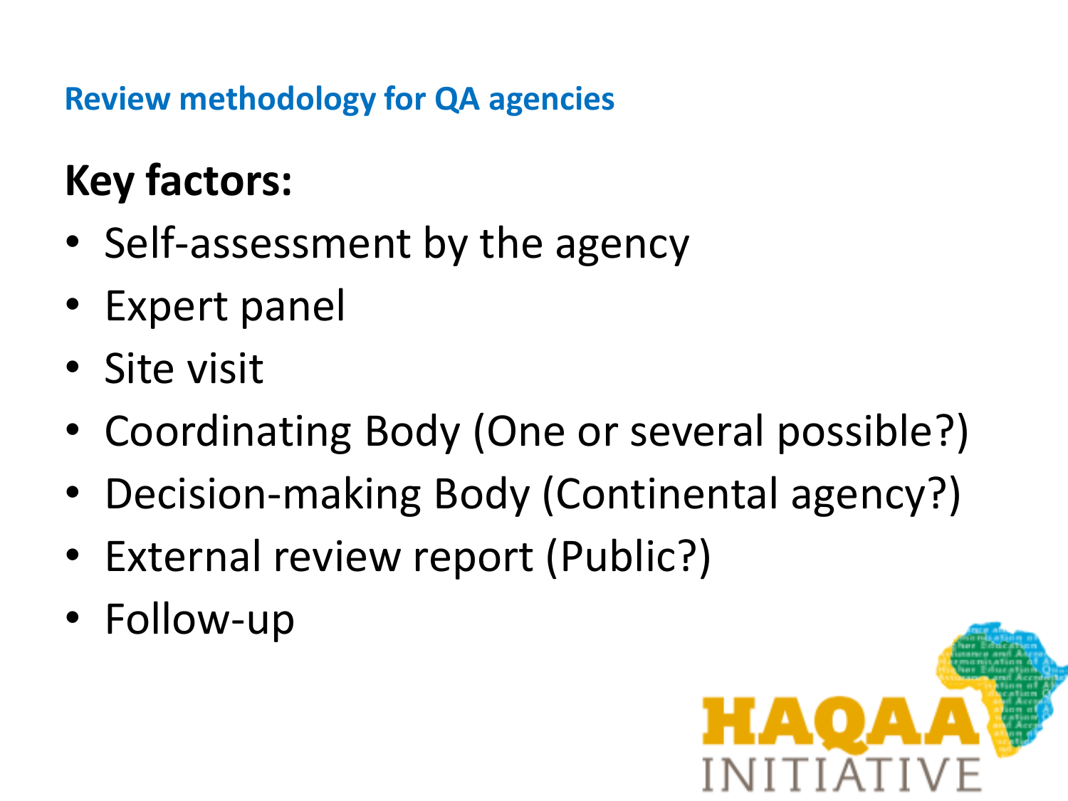## Review methodology for QA agencies

**Key factors:**

- Self-assessment by the agency
- Expert panel
- Site visit
- Coordinating Body (One or several possible?)
- Decision-making Body (Continental agency?)
- External review report (Public?)
- Follow-up